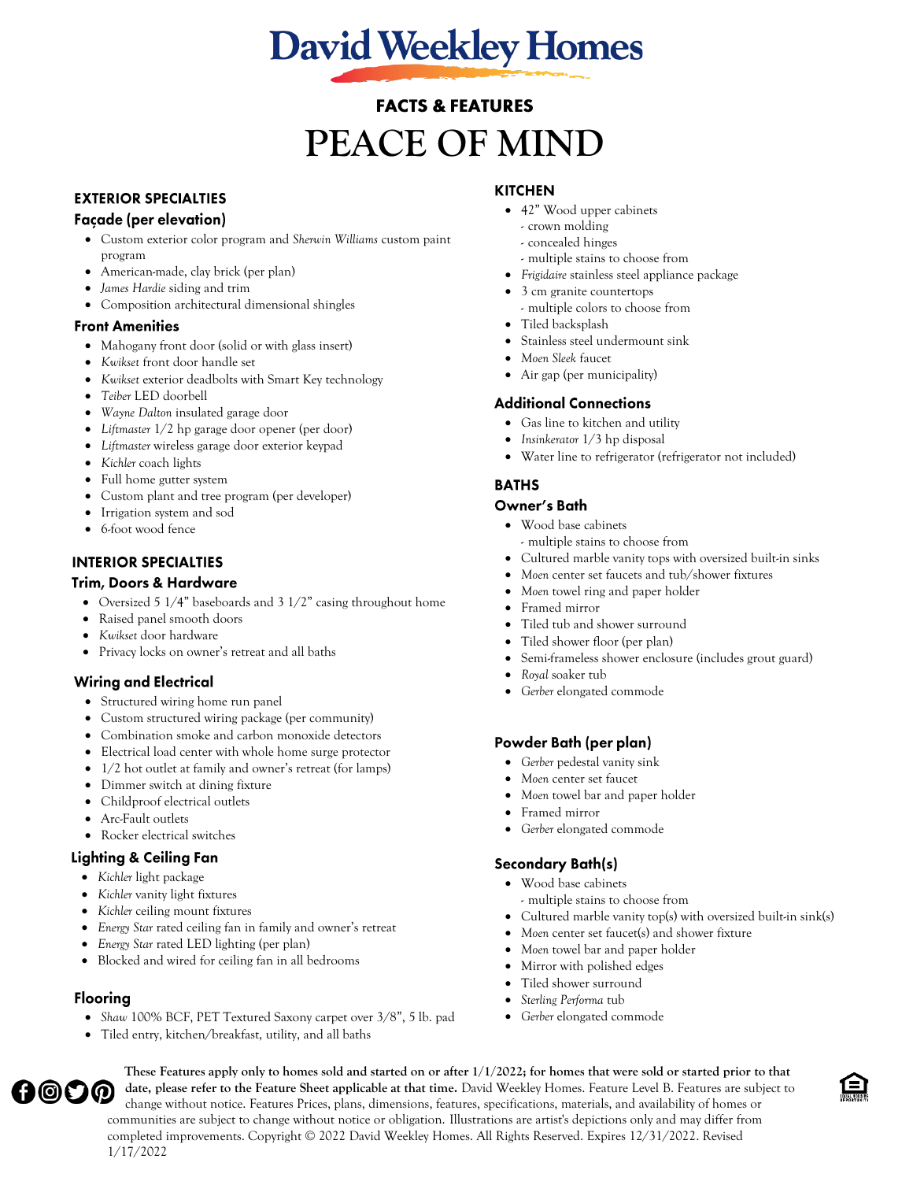# David Weekley Homes

## FACTS & FEATURES

# PEACE OF MIND

## EXTERIOR SPECIALTIES

### Façade (per elevation)

- Custom exterior color program and *Sherwin Williams* custom paint program
- American-made, clay brick (per plan)
- *James Hardie* siding and trim
- Composition architectural dimensional shingles

### Front Amenities

- Mahogany front door (solid or with glass insert)
- *Kwikset* front door handle set
- *Kwikset* exterior deadbolts with Smart Key technology
- *Teiber* LED doorbell
- *Wayne Dalton* insulated garage door
- *Liftmaster* 1/2 hp garage door opener (per door)
- *Liftmaster* wireless garage door exterior keypad
- *Kichler* coach lights
- Full home gutter system
- Custom plant and tree program (per developer)
- Irrigation system and sod
- 6-foot wood fence

## INTERIOR SPECIALTIES

### Trim, Doors & Hardware

- Oversized 5 1/4" baseboards and 3 1/2" casing throughout home
- Raised panel smooth doors
- *Kwikset* door hardware
- Privacy locks on owner's retreat and all baths

### Wiring and Electrical

- Structured wiring home run panel
- Custom structured wiring package (per community)
- Combination smoke and carbon monoxide detectors
- Electrical load center with whole home surge protector
- 1/2 hot outlet at family and owner's retreat (for lamps)
- Dimmer switch at dining fixture
- Childproof electrical outlets
- Arc-Fault outlets
- Rocker electrical switches

### Lighting & Ceiling Fan

- *Kichler* light package
- *Kichler* vanity light fixtures
- *Kichler* ceiling mount fixtures
- *Energy Star* rated ceiling fan in family and owner's retreat
- *Energy Star* rated LED lighting (per plan)
- Blocked and wired for ceiling fan in all bedrooms

### Flooring

- *Shaw* 100% BCF, PET Textured Saxony carpet over 3/8", 5 lb. pad
- Tiled entry, kitchen/breakfast, utility, and all baths

## KITCHEN

- 42" Wood upper cabinets
  - crown molding
  - concealed hinges
  - multiple stains to choose from
- *Frigidaire* stainless steel appliance package
- 3 cm granite countertops
  - multiple colors to choose from
- Tiled backsplash
- Stainless steel undermount sink
- *Moen Sleek* faucet
- Air gap (per municipality)

### Additional Connections

- Gas line to kitchen and utility
- *Insinkerator* 1/3 hp disposal
- Water line to refrigerator (refrigerator not included)

## BATHS

### Owner's Bath

- Wood base cabinets
  - multiple stains to choose from
- Cultured marble vanity tops with oversized built-in sinks
- *Moen* center set faucets and tub/shower fixtures
- *Moen* towel ring and paper holder
- Framed mirror
- Tiled tub and shower surround
- Tiled shower floor (per plan)
- Semi-frameless shower enclosure (includes grout guard)
- *Royal* soaker tub
- *Gerber* elongated commode

### Powder Bath (per plan)

- *Gerber* pedestal vanity sink
- *Moen* center set faucet
- *Moen* towel bar and paper holder
- Framed mirror
- *Gerber* elongated commode

### Secondary Bath(s)

- Wood base cabinets
  - multiple stains to choose from
- Cultured marble vanity top(s) with oversized built-in sink(s)
- *Moen* center set faucet(s) and shower fixture
- *Moen* towel bar and paper holder
- Mirror with polished edges
- Tiled shower surround
- *Sterling Performa* tub
- *Gerber* elongated commode

**These Features apply only to homes sold and started on or after 1/1/2022; for homes that were sold or started prior to that date, please refer to the Feature Sheet applicable at that time.** David Weekley Homes. Feature Level B. Features are subject to change without notice. Features Prices, plans, dimensions, features, specifications, materials, and availability of homes or communities are subject to change without notice or obligation. Illustrations are artist's depictions only and may differ from completed improvements. Copyright © 2022 David Weekley Homes. All Rights Reserved. Expires 12/31/2022. Revised 1/17/2022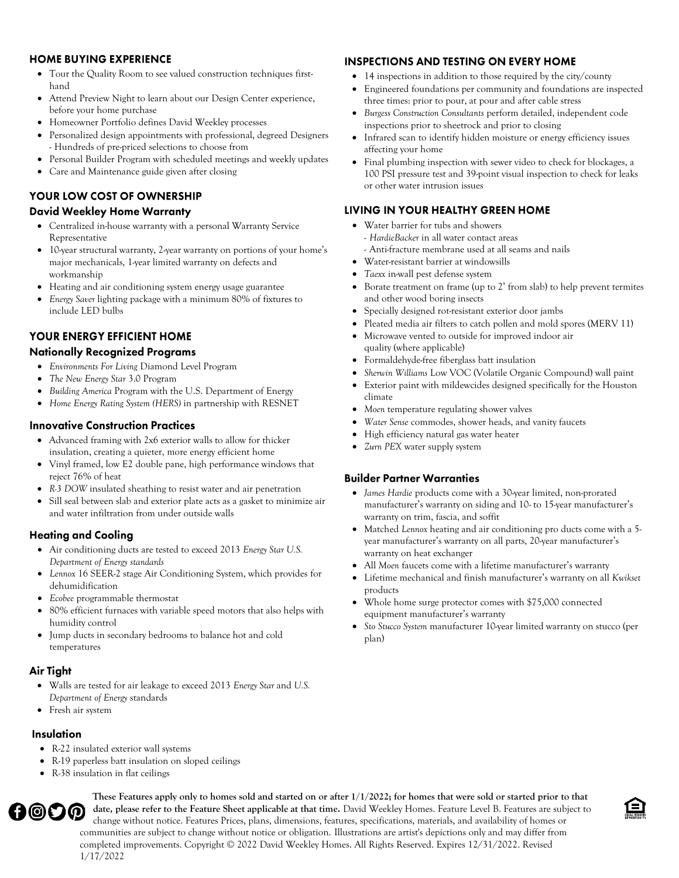## HOME BUYING EXPERIENCE

- Tour the Quality Room to see valued construction techniques first-hand
- Attend Preview Night to learn about our Design Center experience, before your home purchase
- Homeowner Portfolio defines David Weekley processes
- Personalized design appointments with professional, degreed Designers - Hundreds of pre-priced selections to choose from
- Personal Builder Program with scheduled meetings and weekly updates
- Care and Maintenance guide given after closing

## YOUR LOW COST OF OWNERSHIP

### David Weekley Home Warranty

- Centralized in-house warranty with a personal Warranty Service Representative
- 10-year structural warranty, 2-year warranty on portions of your home's major mechanicals, 1-year limited warranty on defects and workmanship
- Heating and air conditioning system energy usage guarantee
- *Energy Saver* lighting package with a minimum 80% of fixtures to include LED bulbs

## YOUR ENERGY EFFICIENT HOME

### Nationally Recognized Programs

- *Environments For Living* Diamond Level Program
- *The New Energy Star* 3.0 Program
- *Building America* Program with the U.S. Department of Energy
- *Home Energy Rating System (HERS)* in partnership with RESNET

### Innovative Construction Practices

- Advanced framing with 2x6 exterior walls to allow for thicker insulation, creating a quieter, more energy efficient home
- Vinyl framed, low E2 double pane, high performance windows that reject 76% of heat
- *R-3 DOW* insulated sheathing to resist water and air penetration
- Sill seal between slab and exterior plate acts as a gasket to minimize air and water infiltration from under outside walls

### Heating and Cooling

- Air conditioning ducts are tested to exceed 2013 *Energy Star U.S. Department of Energy standards*
- *Lennox* 16 SEER-2 stage Air Conditioning System, which provides for dehumidification
- *Ecobee* programmable thermostat
- 80% efficient furnaces with variable speed motors that also helps with humidity control
- Jump ducts in secondary bedrooms to balance hot and cold temperatures

### Air Tight

- Walls are tested for air leakage to exceed 2013 *Energy Star* and *U.S. Department of Energy* standards
- Fresh air system

### Insulation

- R-22 insulated exterior wall systems
- R-19 paperless batt insulation on sloped ceilings
- R-38 insulation in flat ceilings

## INSPECTIONS AND TESTING ON EVERY HOME

- 14 inspections in addition to those required by the city/county
- Engineered foundations per community and foundations are inspected three times: prior to pour, at pour and after cable stress
- *Burgess Construction Consultants* perform detailed, independent code inspections prior to sheetrock and prior to closing
- Infrared scan to identify hidden moisture or energy efficiency issues affecting your home
- Final plumbing inspection with sewer video to check for blockages, a 100 PSI pressure test and 39-point visual inspection to check for leaks or other water intrusion issues

## LIVING IN YOUR HEALTHY GREEN HOME

- Water barrier for tubs and showers
  - *HardieBacker* in all water contact areas
  - Anti-fracture membrane used at all seams and nails
- Water-resistant barrier at windowsills
- *Taexx* in-wall pest defense system
- Borate treatment on frame (up to 2' from slab) to help prevent termites and other wood boring insects
- Specially designed rot-resistant exterior door jambs
- Pleated media air filters to catch pollen and mold spores (MERV 11)
- Microwave vented to outside for improved indoor air quality (where applicable)
- Formaldehyde-free fiberglass batt insulation
- *Sherwin Williams* Low VOC (Volatile Organic Compound) wall paint
- Exterior paint with mildewcides designed specifically for the Houston climate
- *Moen* temperature regulating shower valves
- *Water Sense* commodes, shower heads, and vanity faucets
- High efficiency natural gas water heater
- *Zurn PEX* water supply system

### Builder Partner Warranties

- *James Hardie* products come with a 30-year limited, non-prorated manufacturer's warranty on siding and 10- to 15-year manufacturer's warranty on trim, fascia, and soffit
- Matched *Lennox* heating and air conditioning pro ducts come with a 5-year manufacturer's warranty on all parts, 20-year manufacturer's warranty on heat exchanger
- All *Moen* faucets come with a lifetime manufacturer's warranty
- Lifetime mechanical and finish manufacturer's warranty on all *Kwikset* products
- Whole home surge protector comes with $75,000 connected equipment manufacturer's warranty
- *Sto Stucco System* manufacturer 10-year limited warranty on stucco (per plan)

**These Features apply only to homes sold and started on or after 1/1/2022; for homes that were sold or started prior to that date, please refer to the Feature Sheet applicable at that time.** David Weekley Homes. Feature Level B. Features are subject to change without notice. Features Prices, plans, dimensions, features, specifications, materials, and availability of homes or communities are subject to change without notice or obligation. Illustrations are artist's depictions only and may differ from completed improvements. Copyright © 2022 David Weekley Homes. All Rights Reserved. Expires 12/31/2022. Revised 1/17/2022